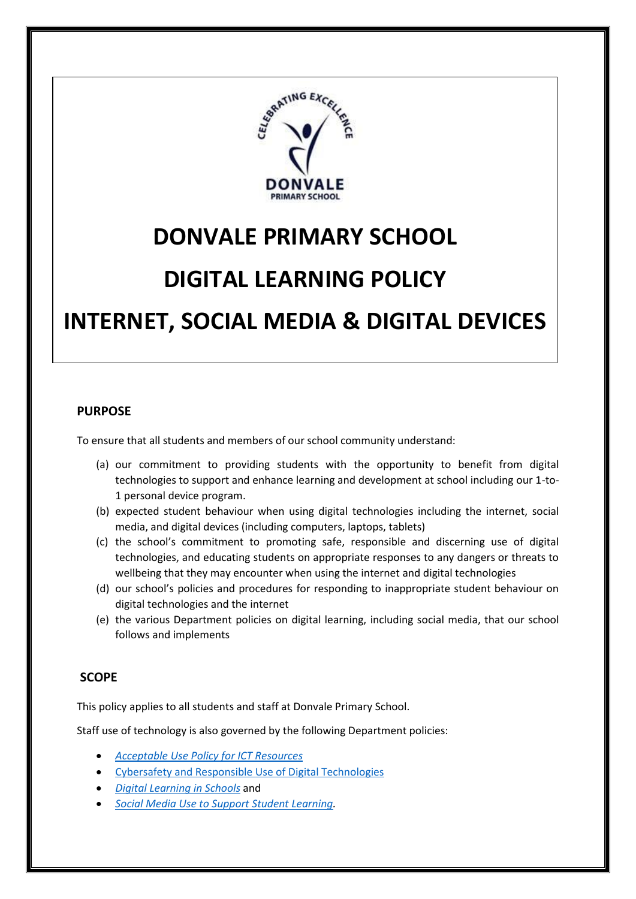# DONVALE PRIMARY SCHOOL

# DIGITAL LEARNING POLICY

# INTERNET, SOCIAL MEDIA & DIGITAL DEVICES

## PURPOSE

To ensure that all students and members of our school community understand:

(a) our commitment to providing students with the opportunity to benefit from digital technologies to support and enhance learning and development at school including our 1-to-1 personal device program.

(b) expected student behaviour when using digital technologies including the internet, social media, and digital devices (including computers, laptops, tablets)

(c) the school's commitment to promoting safe, responsible and discerning use of digital technologies, and educating students on appropriate responses to any dangers or threats to wellbeing that they may encounter when using the internet and digital technologies

(d) our school's policies and procedures for responding to inappropriate student behaviour on digital technologies and the internet

(e) the various Department policies on digital learning, including social media, that our school follows and implements

## SCOPE

This policy applies to all students and staff at Donvale Primary School.

Staff use of technology is also governed by the following Department policies:

- *Acceptable Use Policy for ICT Resources*
- Cybersafety and Responsible Use of Digital Technologies
- *Digital Learning in Schools* and
- *Social Media Use to Support Student Learning.*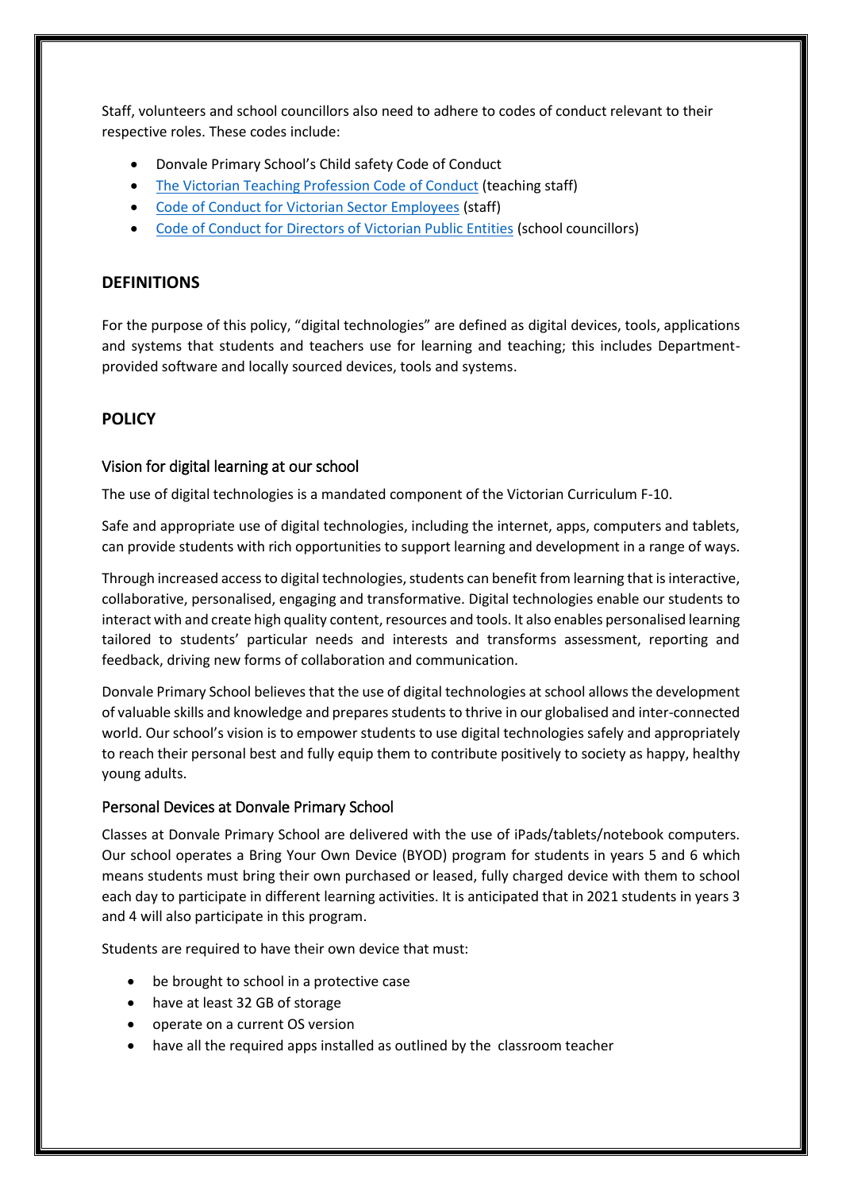Staff, volunteers and school councillors also need to adhere to codes of conduct relevant to their respective roles. These codes include:

- Donvale Primary School's Child safety Code of Conduct
- The Victorian Teaching Profession Code of Conduct (teaching staff)
- Code of Conduct for Victorian Sector Employees (staff)
- Code of Conduct for Directors of Victorian Public Entities (school councillors)

## DEFINITIONS

For the purpose of this policy, "digital technologies" are defined as digital devices, tools, applications and systems that students and teachers use for learning and teaching; this includes Department-provided software and locally sourced devices, tools and systems.

## POLICY

### Vision for digital learning at our school

The use of digital technologies is a mandated component of the Victorian Curriculum F-10.

Safe and appropriate use of digital technologies, including the internet, apps, computers and tablets, can provide students with rich opportunities to support learning and development in a range of ways.

Through increased access to digital technologies, students can benefit from learning that is interactive, collaborative, personalised, engaging and transformative. Digital technologies enable our students to interact with and create high quality content, resources and tools. It also enables personalised learning tailored to students' particular needs and interests and transforms assessment, reporting and feedback, driving new forms of collaboration and communication.

Donvale Primary School believes that the use of digital technologies at school allows the development of valuable skills and knowledge and prepares students to thrive in our globalised and inter-connected world. Our school's vision is to empower students to use digital technologies safely and appropriately to reach their personal best and fully equip them to contribute positively to society as happy, healthy young adults.

### Personal Devices at Donvale Primary School

Classes at Donvale Primary School are delivered with the use of iPads/tablets/notebook computers. Our school operates a Bring Your Own Device (BYOD) program for students in years 5 and 6 which means students must bring their own purchased or leased, fully charged device with them to school each day to participate in different learning activities. It is anticipated that in 2021 students in years 3 and 4 will also participate in this program.

Students are required to have their own device that must:

- be brought to school in a protective case
- have at least 32 GB of storage
- operate on a current OS version
- have all the required apps installed as outlined by the classroom teacher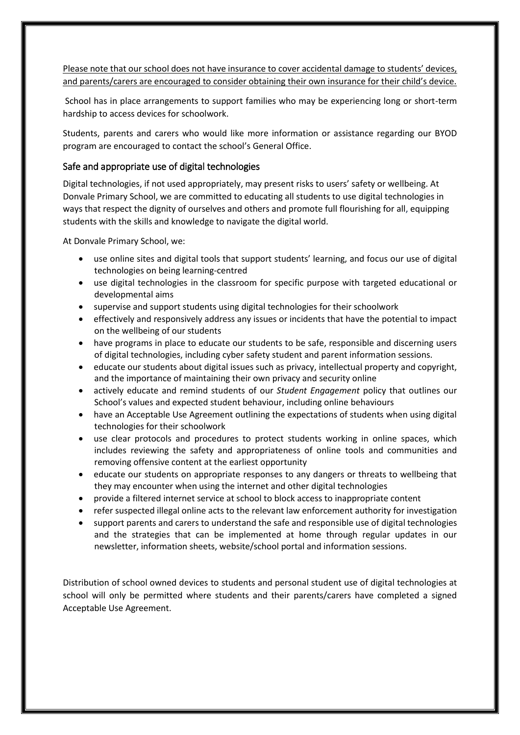Please note that our school does not have insurance to cover accidental damage to students' devices, and parents/carers are encouraged to consider obtaining their own insurance for their child's device.

School has in place arrangements to support families who may be experiencing long or short-term hardship to access devices for schoolwork.

Students, parents and carers who would like more information or assistance regarding our BYOD program are encouraged to contact the school's General Office.

## Safe and appropriate use of digital technologies

Digital technologies, if not used appropriately, may present risks to users' safety or wellbeing. At Donvale Primary School, we are committed to educating all students to use digital technologies in ways that respect the dignity of ourselves and others and promote full flourishing for all, equipping students with the skills and knowledge to navigate the digital world.

At Donvale Primary School, we:

- use online sites and digital tools that support students' learning, and focus our use of digital technologies on being learning-centred
- use digital technologies in the classroom for specific purpose with targeted educational or developmental aims
- supervise and support students using digital technologies for their schoolwork
- effectively and responsively address any issues or incidents that have the potential to impact on the wellbeing of our students
- have programs in place to educate our students to be safe, responsible and discerning users of digital technologies, including cyber safety student and parent information sessions.
- educate our students about digital issues such as privacy, intellectual property and copyright, and the importance of maintaining their own privacy and security online
- actively educate and remind students of our *Student Engagement* policy that outlines our School's values and expected student behaviour, including online behaviours
- have an Acceptable Use Agreement outlining the expectations of students when using digital technologies for their schoolwork
- use clear protocols and procedures to protect students working in online spaces, which includes reviewing the safety and appropriateness of online tools and communities and removing offensive content at the earliest opportunity
- educate our students on appropriate responses to any dangers or threats to wellbeing that they may encounter when using the internet and other digital technologies
- provide a filtered internet service at school to block access to inappropriate content
- refer suspected illegal online acts to the relevant law enforcement authority for investigation
- support parents and carers to understand the safe and responsible use of digital technologies and the strategies that can be implemented at home through regular updates in our newsletter, information sheets, website/school portal and information sessions.

Distribution of school owned devices to students and personal student use of digital technologies at school will only be permitted where students and their parents/carers have completed a signed Acceptable Use Agreement.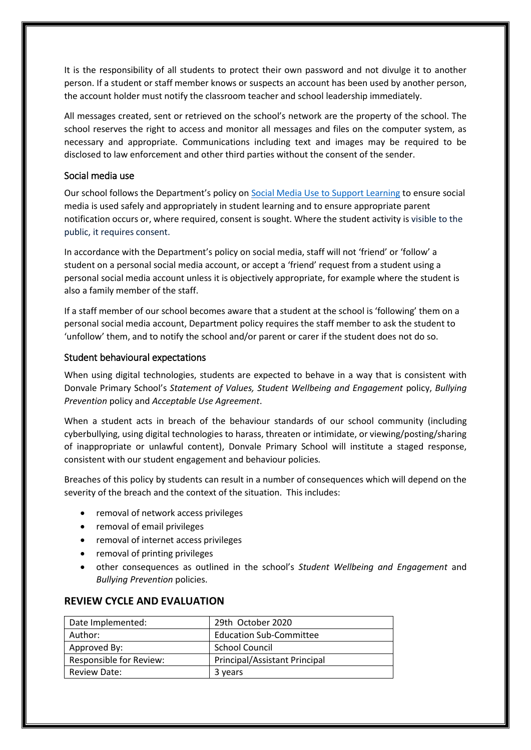It is the responsibility of all students to protect their own password and not divulge it to another person. If a student or staff member knows or suspects an account has been used by another person, the account holder must notify the classroom teacher and school leadership immediately.

All messages created, sent or retrieved on the school's network are the property of the school. The school reserves the right to access and monitor all messages and files on the computer system, as necessary and appropriate. Communications including text and images may be required to be disclosed to law enforcement and other third parties without the consent of the sender.

### Social media use

Our school follows the Department's policy on Social Media Use to Support Learning to ensure social media is used safely and appropriately in student learning and to ensure appropriate parent notification occurs or, where required, consent is sought. Where the student activity is visible to the public, it requires consent.

In accordance with the Department's policy on social media, staff will not 'friend' or 'follow' a student on a personal social media account, or accept a 'friend' request from a student using a personal social media account unless it is objectively appropriate, for example where the student is also a family member of the staff.

If a staff member of our school becomes aware that a student at the school is 'following' them on a personal social media account, Department policy requires the staff member to ask the student to 'unfollow' them, and to notify the school and/or parent or carer if the student does not do so.

### Student behavioural expectations

When using digital technologies, students are expected to behave in a way that is consistent with Donvale Primary School's *Statement of Values, Student Wellbeing and Engagement* policy, *Bullying Prevention* policy and *Acceptable Use Agreement*.

When a student acts in breach of the behaviour standards of our school community (including cyberbullying, using digital technologies to harass, threaten or intimidate, or viewing/posting/sharing of inappropriate or unlawful content), Donvale Primary School will institute a staged response, consistent with our student engagement and behaviour policies.

Breaches of this policy by students can result in a number of consequences which will depend on the severity of the breach and the context of the situation. This includes:

- removal of network access privileges
- removal of email privileges
- removal of internet access privileges
- removal of printing privileges
- other consequences as outlined in the school's *Student Wellbeing and Engagement* and *Bullying Prevention* policies.

## REVIEW CYCLE AND EVALUATION

| | |
|---|---|
| Date Implemented: | 29th October 2020 |
| Author: | Education Sub-Committee |
| Approved By: | School Council |
| Responsible for Review: | Principal/Assistant Principal |
| Review Date: | 3 years |